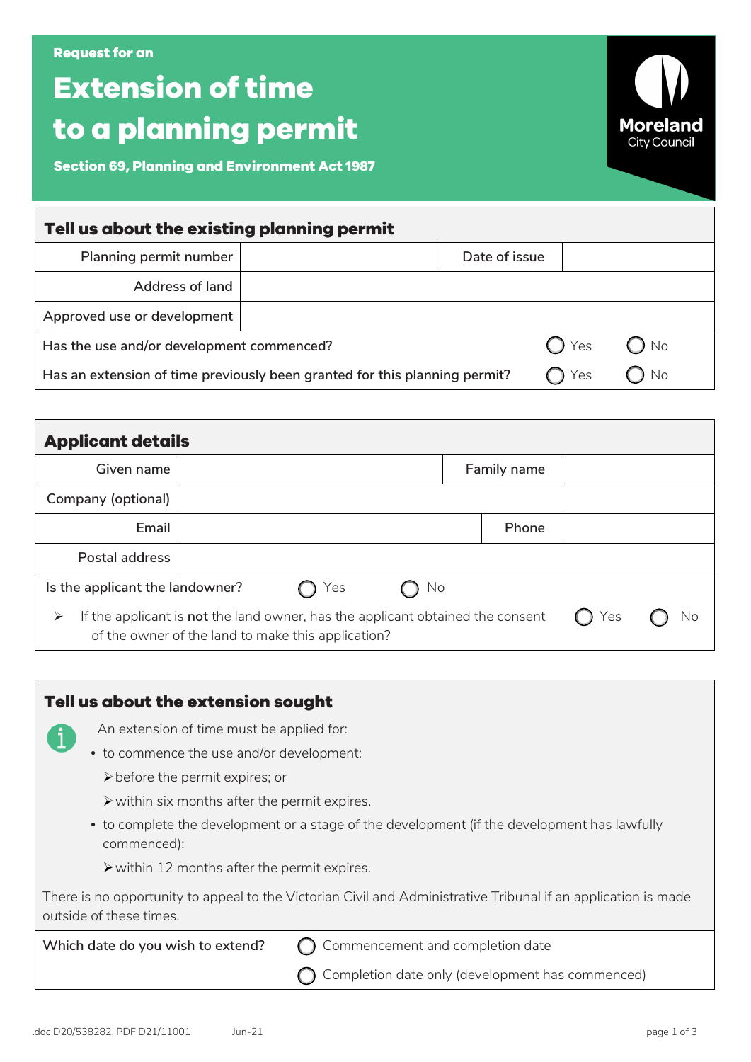Request for an

# Extension of time to a planning permit

**Section 69, Planning and Environment Act 1987**

Moreland City Council

## Tell us about the existing planning permit

| Planning permit number | | Date of issue | |
|---|---|---|---|
| Address of land | | | |
| Approved use or development | | | |

Has the use and/or development commenced? ◯ Yes ◯ No

Has an extension of time previously been granted for this planning permit? ◯ Yes ◯ No

## Applicant details

| Given name | | Family name | |
|---|---|---|---|
| Company (optional) | | | |
| Email | | Phone | |
| Postal address | | | |

Is the applicant the landowner? ◯ Yes ◯ No

- If the applicant is **not** the land owner, has the applicant obtained the consent of the owner of the land to make this application? ◯ Yes ◯ No

## Tell us about the extension sought

An extension of time must be applied for:

- to commence the use and/or development:
  - before the permit expires; or
  - within six months after the permit expires.
- to complete the development or a stage of the development (if the development has lawfully commenced):
  - within 12 months after the permit expires.

There is no opportunity to appeal to the Victorian Civil and Administrative Tribunal if an application is made outside of these times.

Which date do you wish to extend?

◯ Commencement and completion date

◯ Completion date only (development has commenced)

.doc D20/538282, PDF D21/11001 Jun-21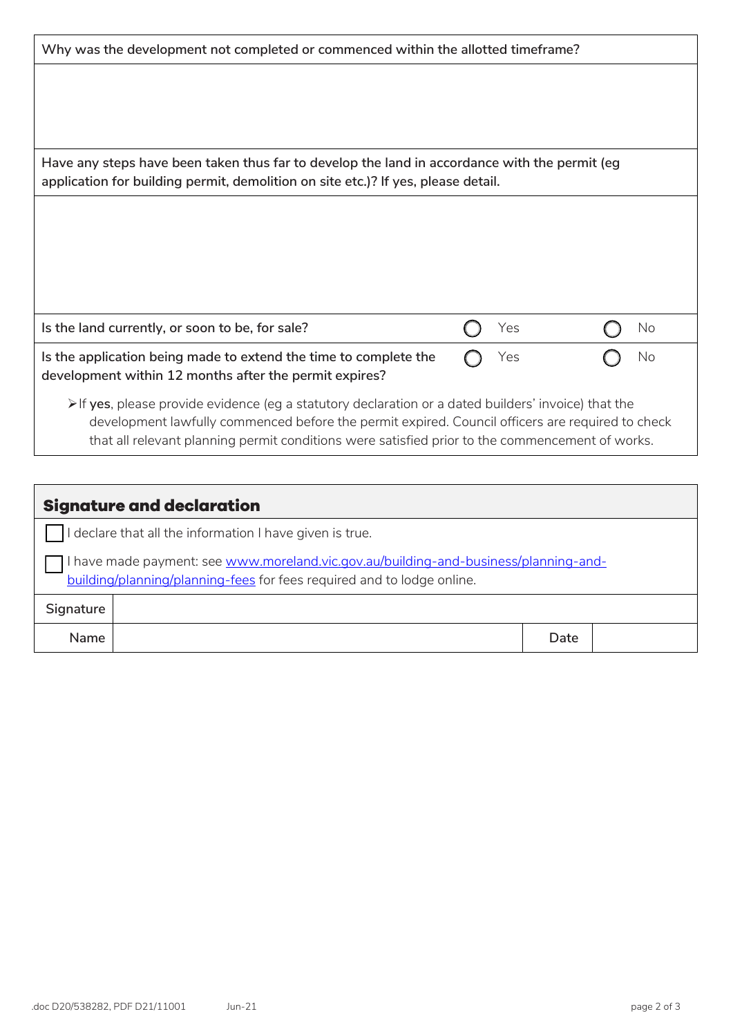| Why was the development not completed or commenced within the allotted timeframe? | | |
|---|---|---|
| | | |
| **Have any steps have been taken thus far to develop the land in accordance with the permit (eg application for building permit, demolition on site etc.)? If yes, please detail.** | | |
| | | |
| **Is the land currently, or soon to be, for sale?** | ◯ Yes | ◯ No |
| **Is the application being made to extend the time to complete the development within 12 months after the permit expires?** | ◯ Yes | ◯ No |

- If **yes**, please provide evidence (eg a statutory declaration or a dated builders' invoice) that the development lawfully commenced before the permit expired. Council officers are required to check that all relevant planning permit conditions were satisfied prior to the commencement of works.

## Signature and declaration

☐ I declare that all the information I have given is true.

☐ I have made payment: see www.moreland.vic.gov.au/building-and-business/planning-and-building/planning/planning-fees for fees required and to lodge online.

| Signature | | | |
|---|---|---|---|
| Name | | Date | |

.doc D20/538282, PDF D21/11001 Jun-21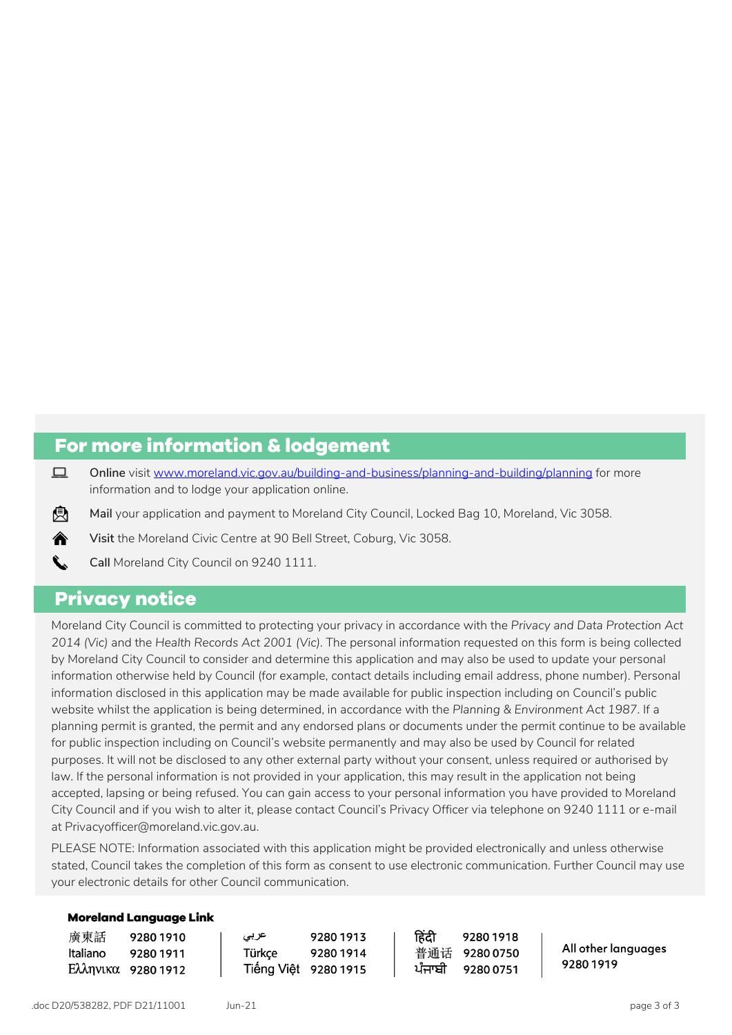## For more information & lodgement

- **Online** visit www.moreland.vic.gov.au/building-and-business/planning-and-building/planning for more information and to lodge your application online.
- **Mail** your application and payment to Moreland City Council, Locked Bag 10, Moreland, Vic 3058.
- **Visit** the Moreland Civic Centre at 90 Bell Street, Coburg, Vic 3058.
- **Call** Moreland City Council on 9240 1111.

## Privacy notice

Moreland City Council is committed to protecting your privacy in accordance with the *Privacy and Data Protection Act 2014 (Vic)* and the *Health Records Act 2001 (Vic)*. The personal information requested on this form is being collected by Moreland City Council to consider and determine this application and may also be used to update your personal information otherwise held by Council (for example, contact details including email address, phone number). Personal information disclosed in this application may be made available for public inspection including on Council's public website whilst the application is being determined, in accordance with the *Planning & Environment Act 1987*. If a planning permit is granted, the permit and any endorsed plans or documents under the permit continue to be available for public inspection including on Council's website permanently and may also be used by Council for related purposes. It will not be disclosed to any other external party without your consent, unless required or authorised by law. If the personal information is not provided in your application, this may result in the application not being accepted, lapsing or being refused. You can gain access to your personal information you have provided to Moreland City Council and if you wish to alter it, please contact Council's Privacy Officer via telephone on 9240 1111 or e-mail at Privacyofficer@moreland.vic.gov.au.

PLEASE NOTE: Information associated with this application might be provided electronically and unless otherwise stated, Council takes the completion of this form as consent to use electronic communication. Further Council may use your electronic details for other Council communication.

**Moreland Language Link**

| | | | | | | |
|---|---|---|---|---|---|---|
| 廣東話 | 9280 1910 | عربي | 9280 1913 | हिंदी | 9280 1918 | All other languages 9280 1919 |
| Italiano | 9280 1911 | Türkçe | 9280 1914 | 普通话 | 9280 0750 | |
| Ελληνικα | 9280 1912 | Tiếng Việt | 9280 1915 | ਪੰਜਾਬੀ | 9280 0751 | |

.doc D20/538282, PDF D21/11001 Jun-21